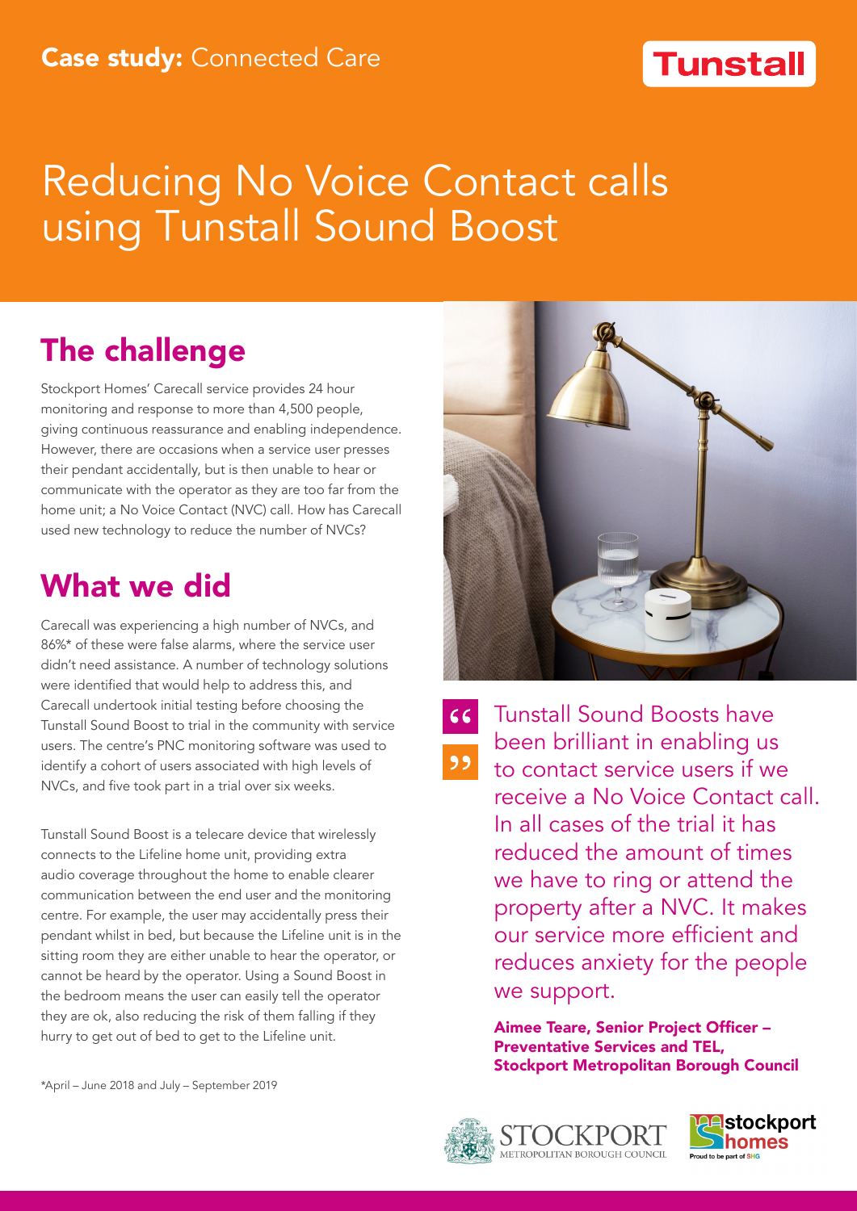**Case study:** Connected Care

Tunstall

# Reducing No Voice Contact calls using Tunstall Sound Boost

## The challenge

Stockport Homes' Carecall service provides 24 hour monitoring and response to more than 4,500 people, giving continuous reassurance and enabling independence. However, there are occasions when a service user presses their pendant accidentally, but is then unable to hear or communicate with the operator as they are too far from the home unit; a No Voice Contact (NVC) call. How has Carecall used new technology to reduce the number of NVCs?

## What we did

Carecall was experiencing a high number of NVCs, and 86%* of these were false alarms, where the service user didn't need assistance. A number of technology solutions were identified that would help to address this, and Carecall undertook initial testing before choosing the Tunstall Sound Boost to trial in the community with service users. The centre's PNC monitoring software was used to identify a cohort of users associated with high levels of NVCs, and five took part in a trial over six weeks.

Tunstall Sound Boost is a telecare device that wirelessly connects to the Lifeline home unit, providing extra audio coverage throughout the home to enable clearer communication between the end user and the monitoring centre. For example, the user may accidentally press their pendant whilst in bed, but because the Lifeline unit is in the sitting room they are either unable to hear the operator, or cannot be heard by the operator. Using a Sound Boost in the bedroom means the user can easily tell the operator they are ok, also reducing the risk of them falling if they hurry to get out of bed to get to the Lifeline unit.

*April – June 2018 and July – September 2019

> "Tunstall Sound Boosts have been brilliant in enabling us to contact service users if we receive a No Voice Contact call. In all cases of the trial it has reduced the amount of times we have to ring or attend the property after a NVC. It makes our service more efficient and reduces anxiety for the people we support."

**Aimee Teare, Senior Project Officer – Preventative Services and TEL, Stockport Metropolitan Borough Council**

STOCKPORT METROPOLITAN BOROUGH COUNCIL

stockport homes – Proud to be part of SHG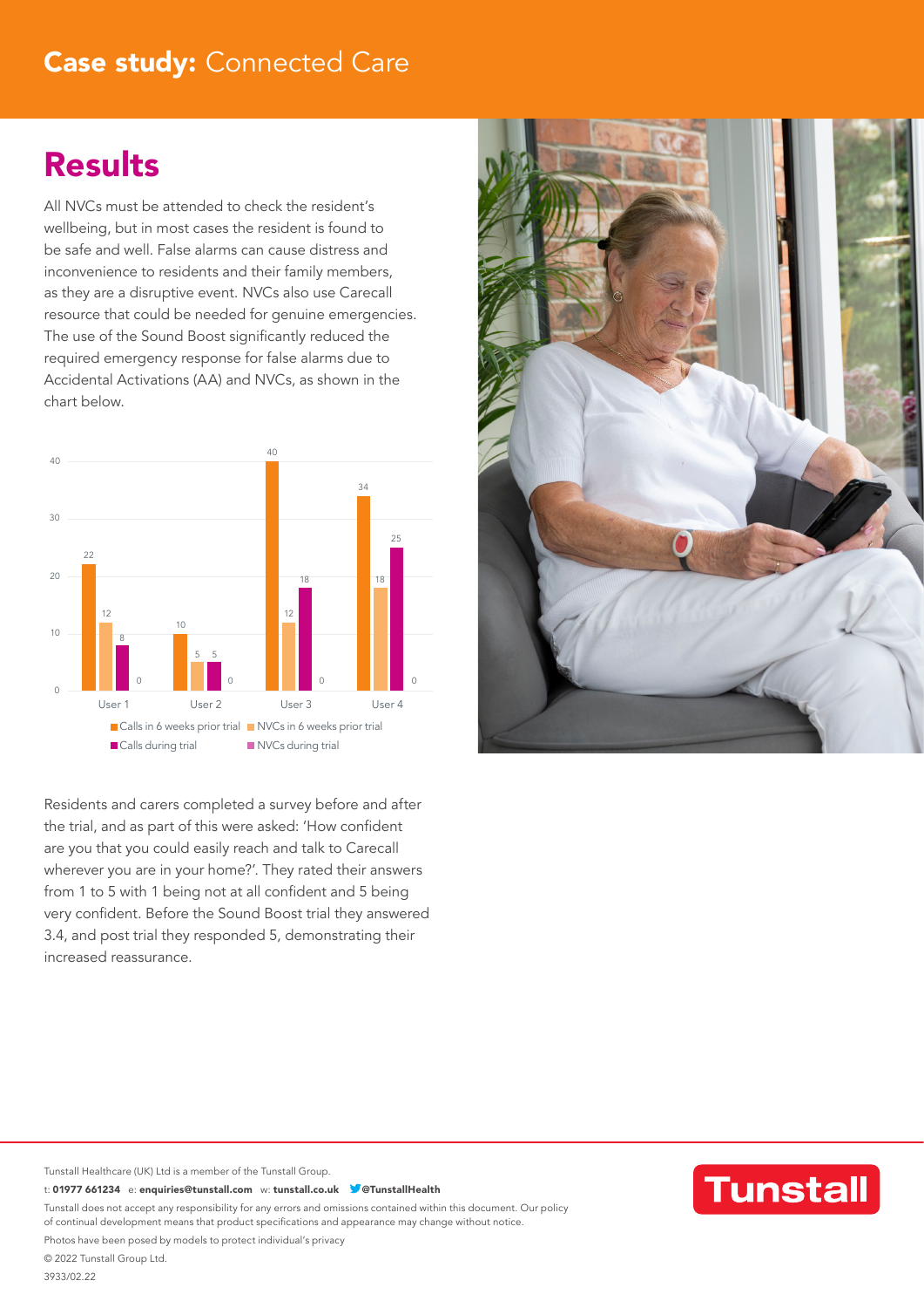## Case study: Connected Care

# Results

All NVCs must be attended to check the resident's wellbeing, but in most cases the resident is found to be safe and well. False alarms can cause distress and inconvenience to residents and their family members, as they are a disruptive event. NVCs also use Carecall resource that could be needed for genuine emergencies. The use of the Sound Boost significantly reduced the required emergency response for false alarms due to Accidental Activations (AA) and NVCs, as shown in the chart below.

40
30
20
10
0

22 12 8 0
10 5 5 0
40 12 18 0
34 18 25 0

User 1
User 2
User 3
User 4

Calls in 6 weeks prior trial
NVCs in 6 weeks prior trial
Calls during trial
NVCs during trial

Residents and carers completed a survey before and after the trial, and as part of this were asked: 'How confident are you that you could easily reach and talk to Carecall wherever you are in your home?'. They rated their answers from 1 to 5 with 1 being not at all confident and 5 being very confident. Before the Sound Boost trial they answered 3.4, and post trial they responded 5, demonstrating their increased reassurance.

Tunstall Healthcare (UK) Ltd is a member of the Tunstall Group.

t: **01977 661234** e: **enquiries@tunstall.com** w: **tunstall.co.uk** **@TunstallHealth**

Tunstall does not accept any responsibility for any errors and omissions contained within this document. Our policy of continual development means that product specifications and appearance may change without notice.

Photos have been posed by models to protect individual's privacy

© 2022 Tunstall Group Ltd.

3933/02.22

Tunstall